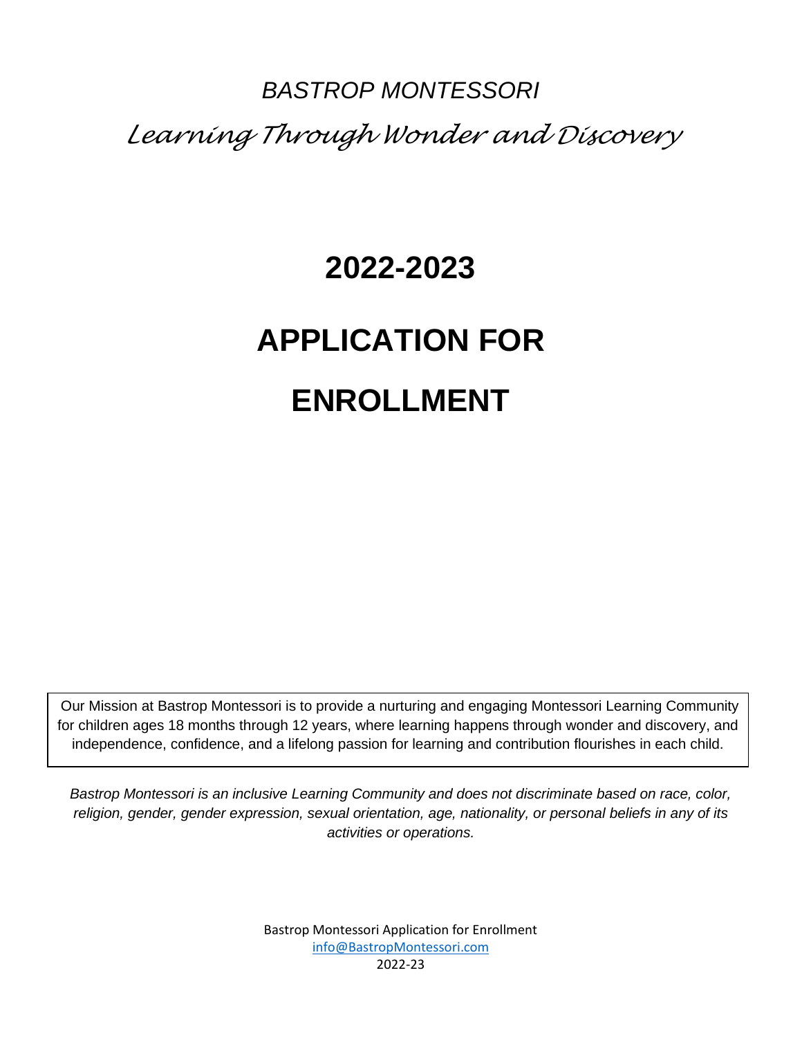*BASTROP MONTESSORI*

*Learning Through Wonder and Discovery*

# 2022-2023

# APPLICATION FOR ENROLLMENT

Our Mission at Bastrop Montessori is to provide a nurturing and engaging Montessori Learning Community for children ages 18 months through 12 years, where learning happens through wonder and discovery, and independence, confidence, and a lifelong passion for learning and contribution flourishes in each child.

*Bastrop Montessori is an inclusive Learning Community and does not discriminate based on race, color, religion, gender, gender expression, sexual orientation, age, nationality, or personal beliefs in any of its activities or operations.*

Bastrop Montessori Application for Enrollment
info@BastropMontessori.com
2022-23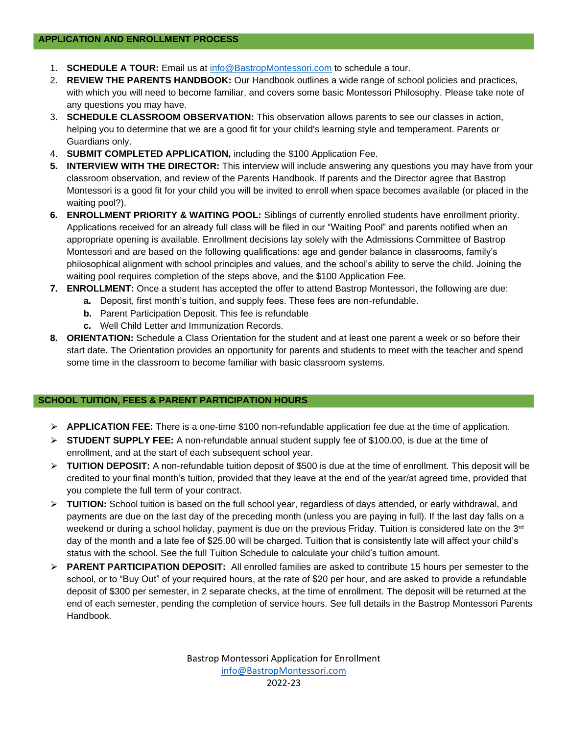## APPLICATION AND ENROLLMENT PROCESS

1. **SCHEDULE A TOUR:** Email us at info@BastropMontessori.com to schedule a tour.
2. **REVIEW THE PARENTS HANDBOOK:** Our Handbook outlines a wide range of school policies and practices, with which you will need to become familiar, and covers some basic Montessori Philosophy. Please take note of any questions you may have.
3. **SCHEDULE CLASSROOM OBSERVATION:** This observation allows parents to see our classes in action, helping you to determine that we are a good fit for your child's learning style and temperament. Parents or Guardians only.
4. **SUBMIT COMPLETED APPLICATION,** including the $100 Application Fee.
5. **INTERVIEW WITH THE DIRECTOR:** This interview will include answering any questions you may have from your classroom observation, and review of the Parents Handbook. If parents and the Director agree that Bastrop Montessori is a good fit for your child you will be invited to enroll when space becomes available (or placed in the waiting pool?).
6. **ENROLLMENT PRIORITY & WAITING POOL:** Siblings of currently enrolled students have enrollment priority. Applications received for an already full class will be filed in our "Waiting Pool" and parents notified when an appropriate opening is available. Enrollment decisions lay solely with the Admissions Committee of Bastrop Montessori and are based on the following qualifications: age and gender balance in classrooms, family's philosophical alignment with school principles and values, and the school's ability to serve the child. Joining the waiting pool requires completion of the steps above, and the $100 Application Fee.
7. **ENROLLMENT:** Once a student has accepted the offer to attend Bastrop Montessori, the following are due:
   a. Deposit, first month's tuition, and supply fees. These fees are non-refundable.
   b. Parent Participation Deposit. This fee is refundable
   c. Well Child Letter and Immunization Records.
8. **ORIENTATION:** Schedule a Class Orientation for the student and at least one parent a week or so before their start date. The Orientation provides an opportunity for parents and students to meet with the teacher and spend some time in the classroom to become familiar with basic classroom systems.

## SCHOOL TUITION, FEES & PARENT PARTICIPATION HOURS

- **APPLICATION FEE:** There is a one-time $100 non-refundable application fee due at the time of application.
- **STUDENT SUPPLY FEE:** A non-refundable annual student supply fee of $100.00, is due at the time of enrollment, and at the start of each subsequent school year.
- **TUITION DEPOSIT:** A non-refundable tuition deposit of $500 is due at the time of enrollment. This deposit will be credited to your final month's tuition, provided that they leave at the end of the year/at agreed time, provided that you complete the full term of your contract.
- **TUITION:** School tuition is based on the full school year, regardless of days attended, or early withdrawal, and payments are due on the last day of the preceding month (unless you are paying in full). If the last day falls on a weekend or during a school holiday, payment is due on the previous Friday. Tuition is considered late on the 3rd day of the month and a late fee of $25.00 will be charged. Tuition that is consistently late will affect your child's status with the school. See the full Tuition Schedule to calculate your child's tuition amount.
- **PARENT PARTICIPATION DEPOSIT:** All enrolled families are asked to contribute 15 hours per semester to the school, or to "Buy Out" of your required hours, at the rate of $20 per hour, and are asked to provide a refundable deposit of $300 per semester, in 2 separate checks, at the time of enrollment. The deposit will be returned at the end of each semester, pending the completion of service hours. See full details in the Bastrop Montessori Parents Handbook.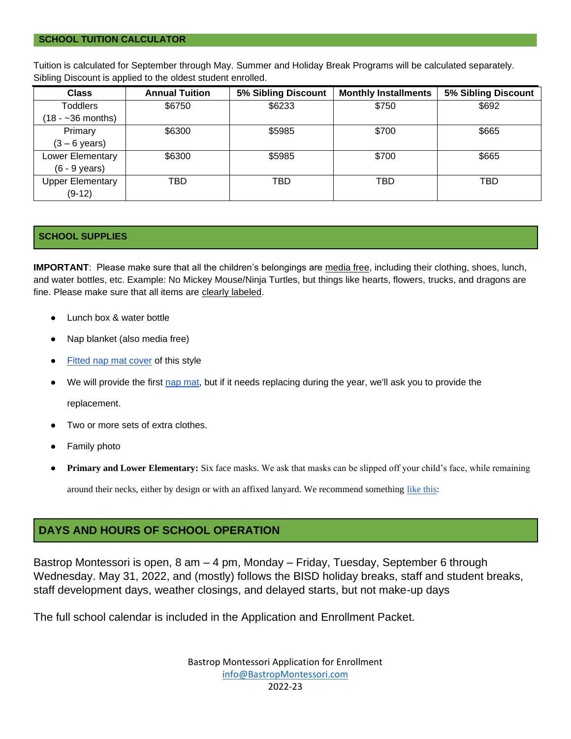## SCHOOL TUITION CALCULATOR

Tuition is calculated for September through May. Summer and Holiday Break Programs will be calculated separately. Sibling Discount is applied to the oldest student enrolled.

| Class | Annual Tuition | 5% Sibling Discount | Monthly Installments | 5% Sibling Discount |
|---|---|---|---|---|
| Toddlers (18 - ~36 months) | $6750 | $6233 | $750 | $692 |
| Primary (3 – 6 years) | $6300 | $5985 | $700 | $665 |
| Lower Elementary (6 - 9 years) | $6300 | $5985 | $700 | $665 |
| Upper Elementary (9-12) | TBD | TBD | TBD | TBD |

## SCHOOL SUPPLIES

**IMPORTANT**: Please make sure that all the children's belongings are media free, including their clothing, shoes, lunch, and water bottles, etc. Example: No Mickey Mouse/Ninja Turtles, but things like hearts, flowers, trucks, and dragons are fine. Please make sure that all items are clearly labeled.

- Lunch box & water bottle
- Nap blanket (also media free)
- Fitted nap mat cover of this style
- We will provide the first nap mat, but if it needs replacing during the year, we'll ask you to provide the replacement.
- Two or more sets of extra clothes.
- Family photo
- **Primary and Lower Elementary:** Six face masks. We ask that masks can be slipped off your child's face, while remaining around their necks, either by design or with an affixed lanyard. We recommend something like this:

## DAYS AND HOURS OF SCHOOL OPERATION

Bastrop Montessori is open, 8 am – 4 pm, Monday – Friday, Tuesday, September 6 through Wednesday. May 31, 2022, and (mostly) follows the BISD holiday breaks, staff and student breaks, staff development days, weather closings, and delayed starts, but not make-up days

The full school calendar is included in the Application and Enrollment Packet.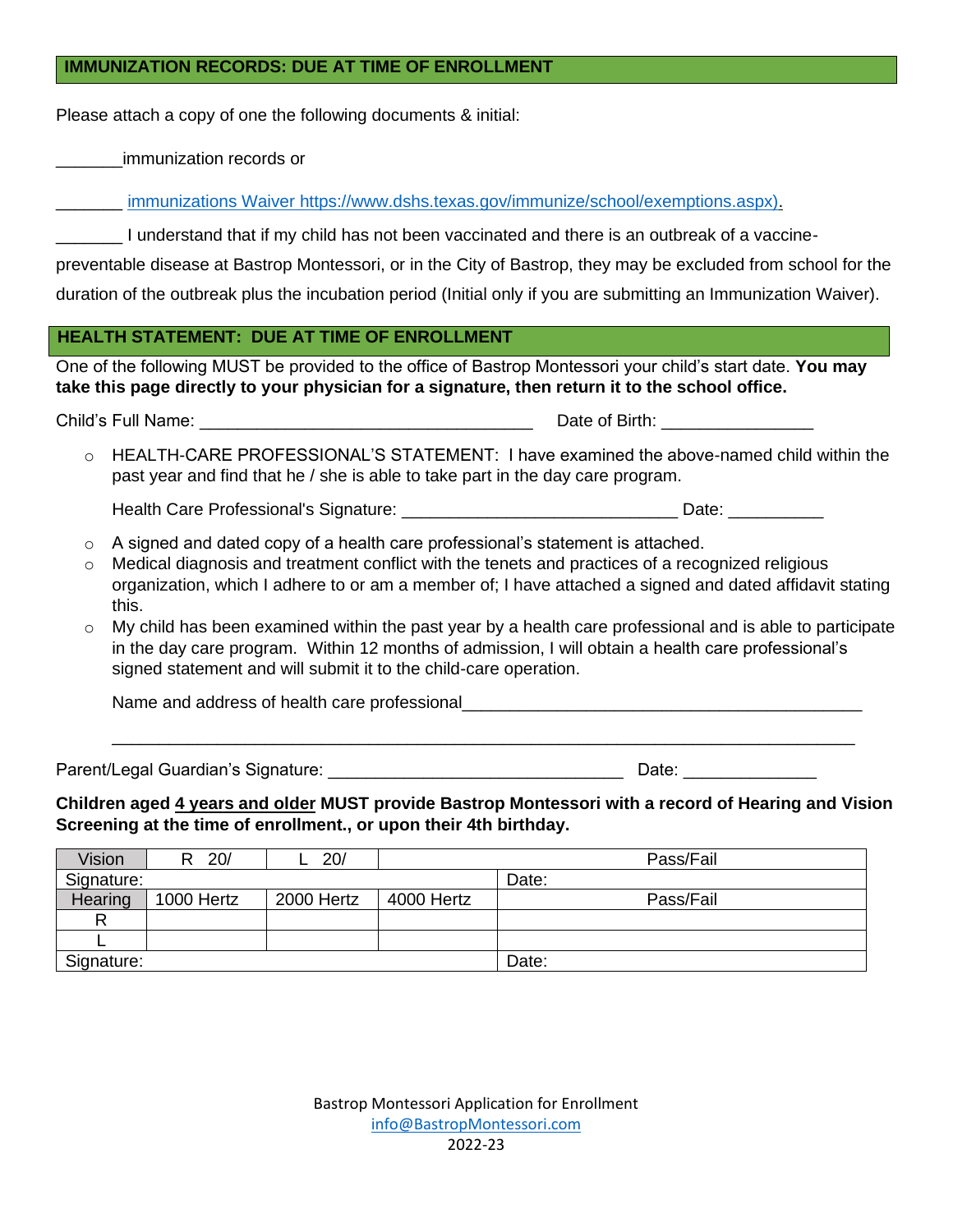## IMMUNIZATION RECORDS: DUE AT TIME OF ENROLLMENT

Please attach a copy of one the following documents & initial:

_______immunization records or

_______ [immunizations Waiver https://www.dshs.texas.gov/immunize/school/exemptions.aspx).](https://www.dshs.texas.gov/immunize/school/exemptions.aspx)

_______ I understand that if my child has not been vaccinated and there is an outbreak of a vaccine-preventable disease at Bastrop Montessori, or in the City of Bastrop, they may be excluded from school for the duration of the outbreak plus the incubation period (Initial only if you are submitting an Immunization Waiver).

## HEALTH STATEMENT: DUE AT TIME OF ENROLLMENT

One of the following MUST be provided to the office of Bastrop Montessori your child's start date. **You may take this page directly to your physician for a signature, then return it to the school office.**

Child's Full Name: ___________________________________ Date of Birth: ________________

- HEALTH-CARE PROFESSIONAL'S STATEMENT: I have examined the above-named child within the past year and find that he / she is able to take part in the day care program.

  Health Care Professional's Signature: _____________________________ Date: __________

- A signed and dated copy of a health care professional's statement is attached.
- Medical diagnosis and treatment conflict with the tenets and practices of a recognized religious organization, which I adhere to or am a member of; I have attached a signed and dated affidavit stating this.
- My child has been examined within the past year by a health care professional and is able to participate in the day care program. Within 12 months of admission, I will obtain a health care professional's signed statement and will submit it to the child-care operation.

  Name and address of health care professional__________________________________________

  ______________________________________________________________________________

Parent/Legal Guardian's Signature: ______________________________ Date: ______________

**Children aged 4 years and older MUST provide Bastrop Montessori with a record of Hearing and Vision Screening at the time of enrollment., or upon their 4th birthday.**

| Vision | R 20/ | L 20/ | | Pass/Fail |
|---|---|---|---|---|
| Signature: | | | | Date: |
| Hearing | 1000 Hertz | 2000 Hertz | 4000 Hertz | Pass/Fail |
| R | | | | |
| L | | | | |
| Signature: | | | | Date: |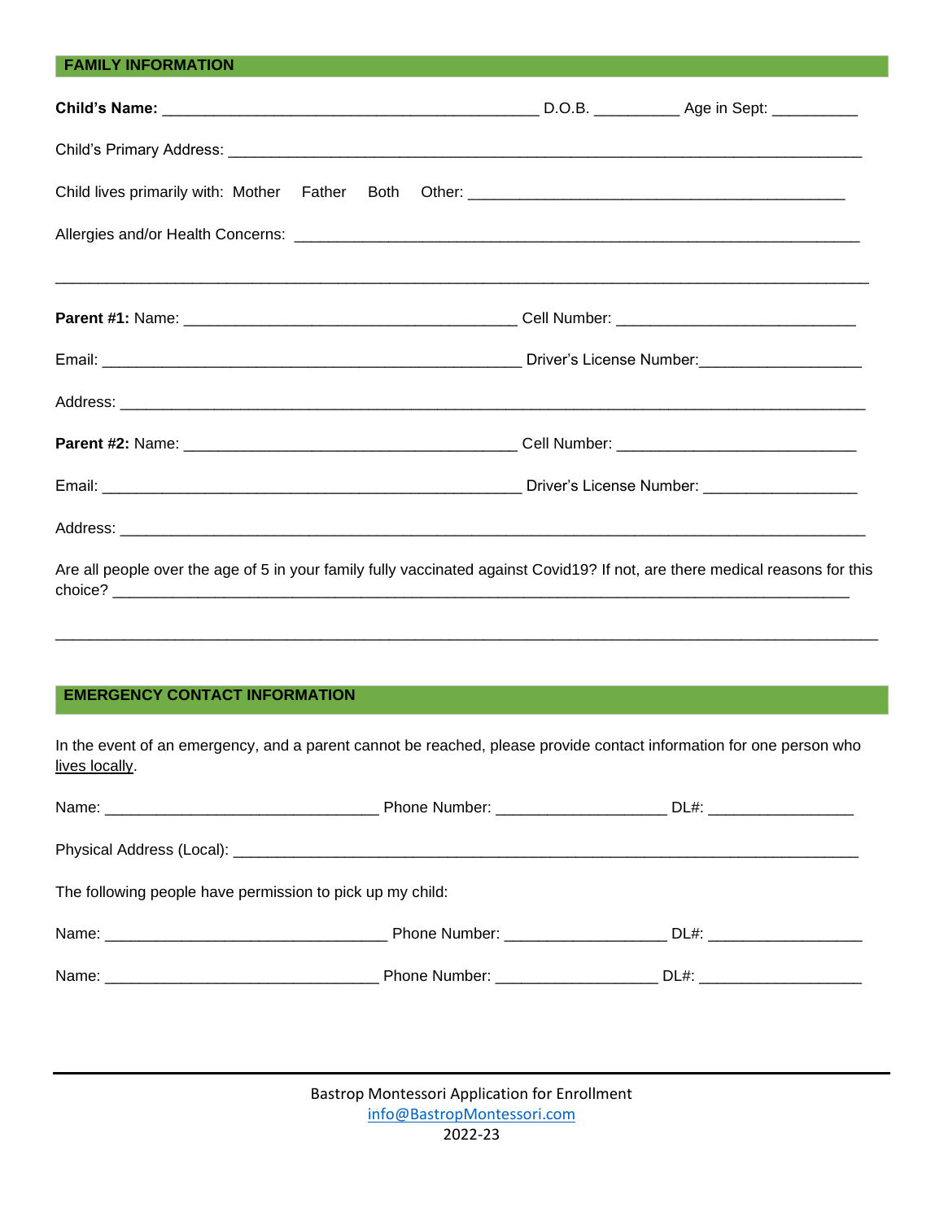## FAMILY INFORMATION

**Child's Name:** _____________________________________________ D.O.B. __________ Age in Sept: __________

Child's Primary Address: ___________________________________________________________________________

Child lives primarily with: Mother Father Both Other: ____________________________________________

Allergies and/or Health Concerns: ____________________________________________________________________

_______________________________________________________________________________________________

**Parent #1:** Name: _______________________________________ Cell Number: ____________________________

Email: _________________________________________________ Driver's License Number:___________________

Address: _______________________________________________________________________________________

**Parent #2:** Name: _______________________________________ Cell Number: ____________________________

Email: _________________________________________________ Driver's License Number: __________________

Address: _______________________________________________________________________________________

Are all people over the age of 5 in your family fully vaccinated against Covid19? If not, are there medical reasons for this choice? _________________________________________________________________________________

_______________________________________________________________________________________________

## EMERGENCY CONTACT INFORMATION

In the event of an emergency, and a parent cannot be reached, please provide contact information for one person who lives locally.

Name: ________________________________ Phone Number: ____________________ DL#: _________________

Physical Address (Local): _____________________________________________________________________

The following people have permission to pick up my child:

Name: _________________________________ Phone Number: ___________________ DL#: __________________

Name: ________________________________ Phone Number: ___________________ DL#: ___________________

Bastrop Montessori Application for Enrollment
info@BastropMontessori.com
2022-23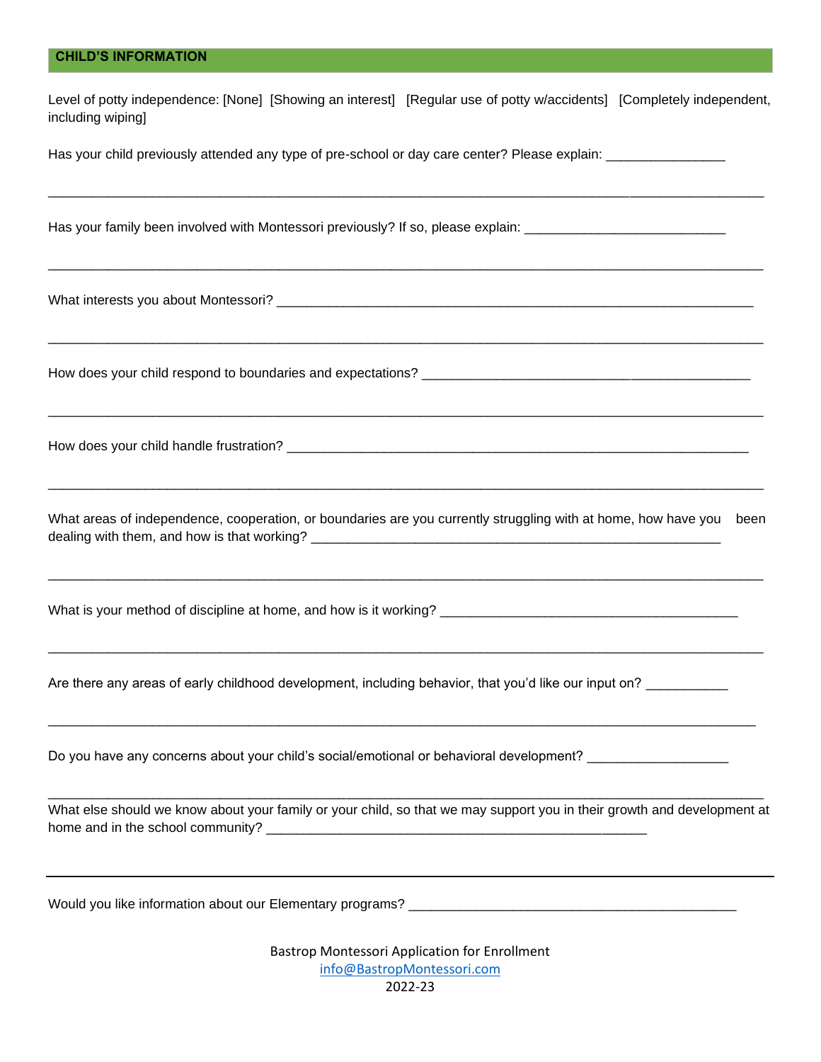## CHILD'S INFORMATION

Level of potty independence: [None] [Showing an interest] [Regular use of potty w/accidents] [Completely independent, including wiping]

Has your child previously attended any type of pre-school or day care center? Please explain: ________________

_____________________________________________________________________________________________

Has your family been involved with Montessori previously? If so, please explain: ___________________________

_____________________________________________________________________________________________

What interests you about Montessori? ____________________________________________________________________

_____________________________________________________________________________________________

How does your child respond to boundaries and expectations? ______________________________________________

_____________________________________________________________________________________________

How does your child handle frustration? _________________________________________________________________

_____________________________________________________________________________________________

What areas of independence, cooperation, or boundaries are you currently struggling with at home, how have you been dealing with them, and how is that working? _________________________________________________________

_____________________________________________________________________________________________

What is your method of discipline at home, and how is it working? __________________________________________

_____________________________________________________________________________________________

Are there any areas of early childhood development, including behavior, that you'd like our input on? ___________

_____________________________________________________________________________________________

Do you have any concerns about your child's social/emotional or behavioral development? ___________________

_____________________________________________________________________________________________

What else should we know about your family or your child, so that we may support you in their growth and development at home and in the school community? ______________________________________________________

---

Would you like information about our Elementary programs? ____________________________________________

Bastrop Montessori Application for Enrollment
info@BastropMontessori.com
2022-23